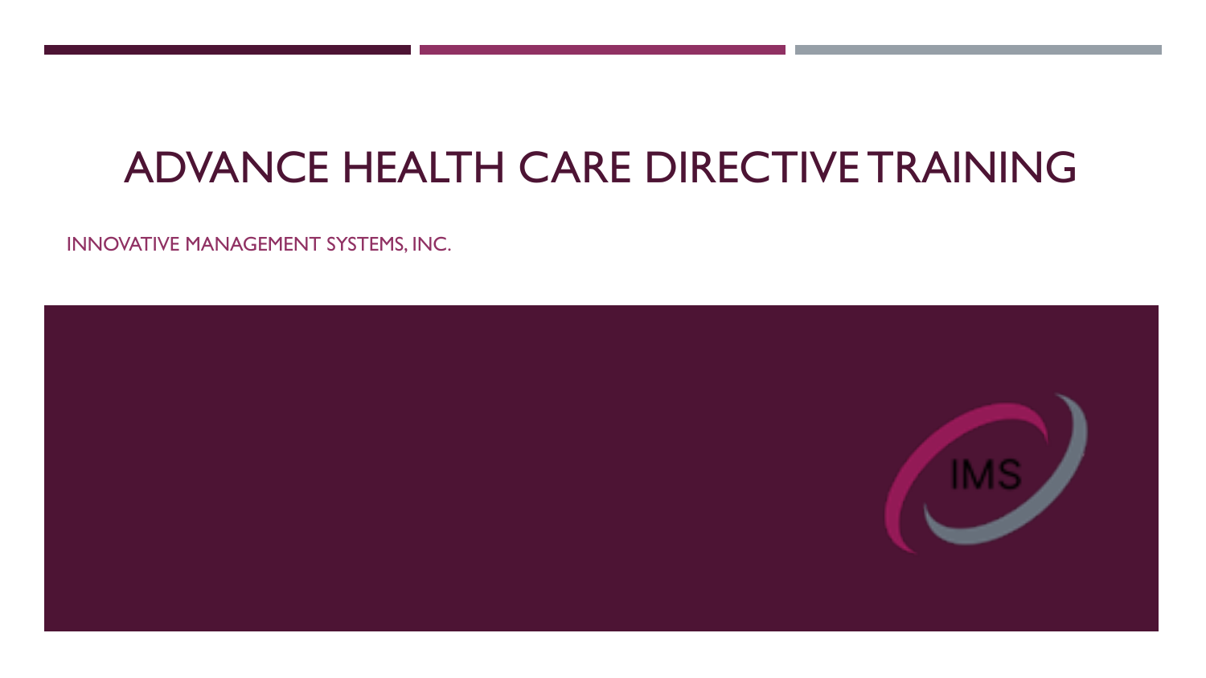# ADVANCE HEALTH CARE DIRECTIVE TRAINING

INNOVATIVE MANAGEMENT SYSTEMS, INC.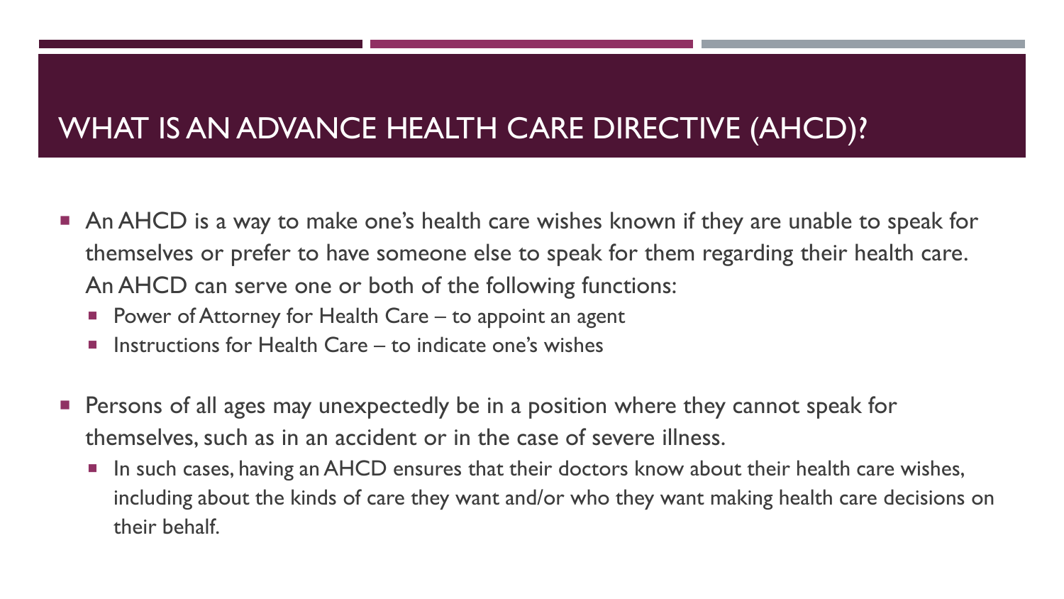# WHAT IS AN ADVANCE HEALTH CARE DIRECTIVE (AHCD)?

- An AHCD is a way to make one's health care wishes known if they are unable to speak for themselves or prefer to have someone else to speak for them regarding their health care. An AHCD can serve one or both of the following functions:
  - Power of Attorney for Health Care – to appoint an agent
  - Instructions for Health Care – to indicate one's wishes
- Persons of all ages may unexpectedly be in a position where they cannot speak for themselves, such as in an accident or in the case of severe illness.
  - In such cases, having an AHCD ensures that their doctors know about their health care wishes, including about the kinds of care they want and/or who they want making health care decisions on their behalf.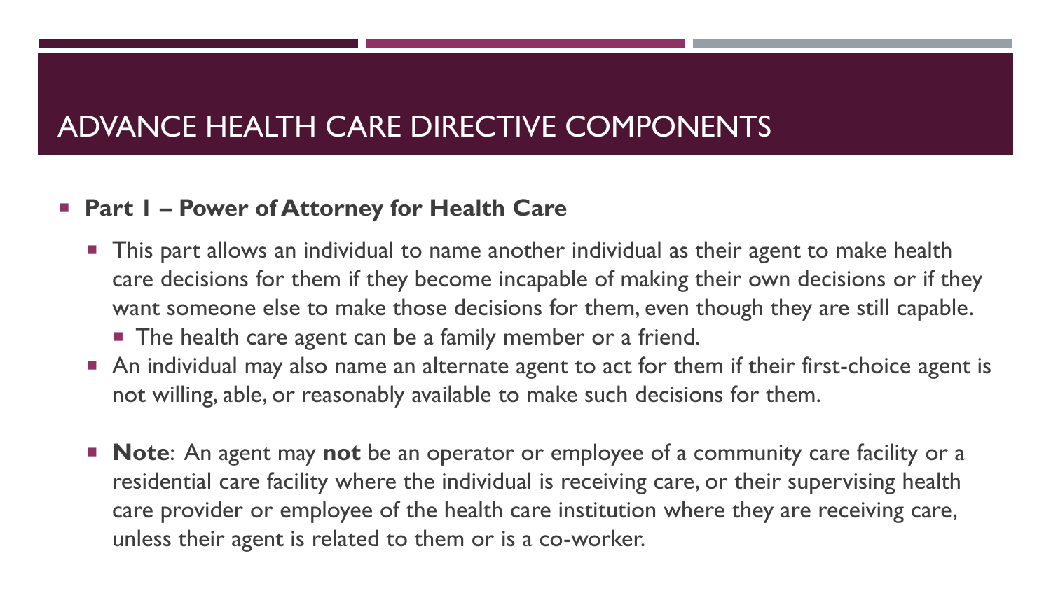# ADVANCE HEALTH CARE DIRECTIVE COMPONENTS

- **Part 1 – Power of Attorney for Health Care**
  - This part allows an individual to name another individual as their agent to make health care decisions for them if they become incapable of making their own decisions or if they want someone else to make those decisions for them, even though they are still capable.
    - The health care agent can be a family member or a friend.
  - An individual may also name an alternate agent to act for them if their first-choice agent is not willing, able, or reasonably available to make such decisions for them.

  - **Note**: An agent may **not** be an operator or employee of a community care facility or a residential care facility where the individual is receiving care, or their supervising health care provider or employee of the health care institution where they are receiving care, unless their agent is related to them or is a co-worker.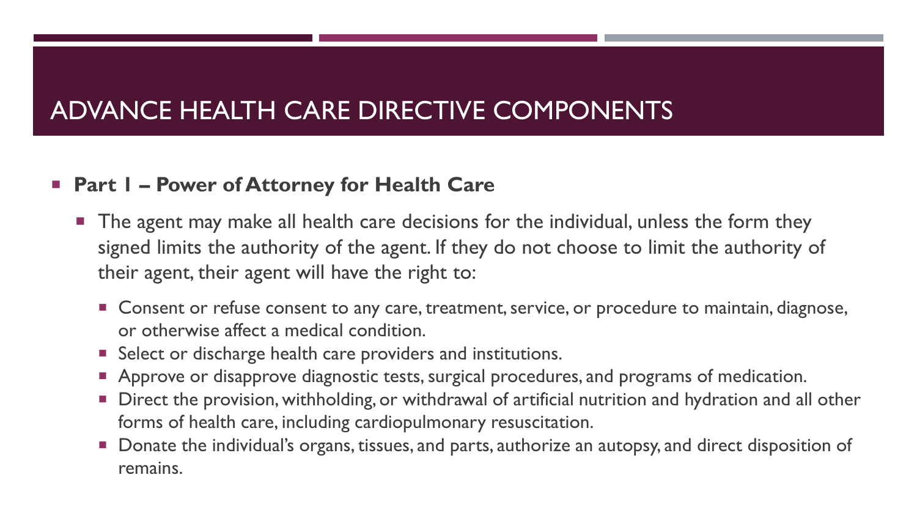# ADVANCE HEALTH CARE DIRECTIVE COMPONENTS

- **Part 1 – Power of Attorney for Health Care**
  - The agent may make all health care decisions for the individual, unless the form they signed limits the authority of the agent. If they do not choose to limit the authority of their agent, their agent will have the right to:
    - Consent or refuse consent to any care, treatment, service, or procedure to maintain, diagnose, or otherwise affect a medical condition.
    - Select or discharge health care providers and institutions.
    - Approve or disapprove diagnostic tests, surgical procedures, and programs of medication.
    - Direct the provision, withholding, or withdrawal of artificial nutrition and hydration and all other forms of health care, including cardiopulmonary resuscitation.
    - Donate the individual's organs, tissues, and parts, authorize an autopsy, and direct disposition of remains.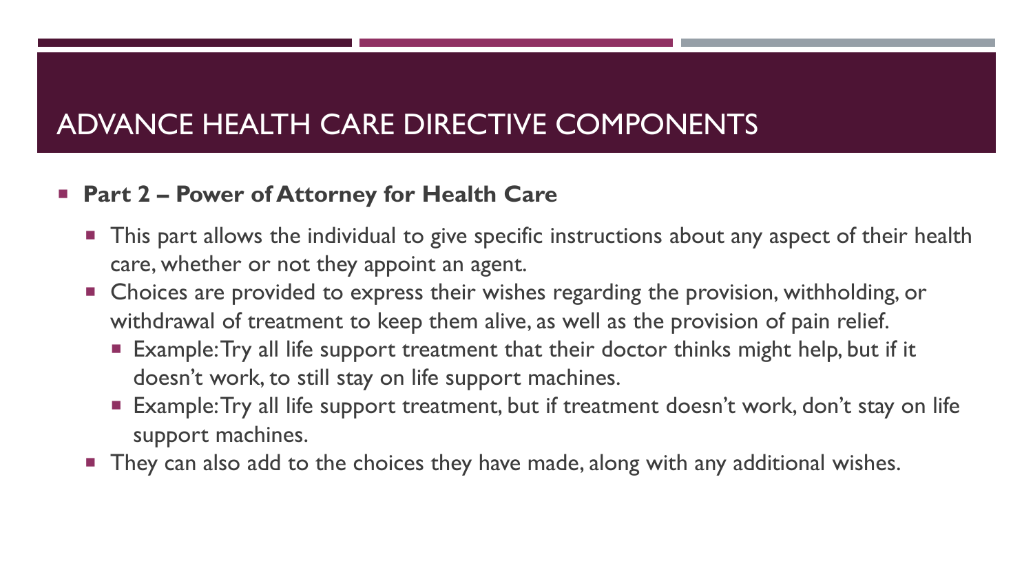# ADVANCE HEALTH CARE DIRECTIVE COMPONENTS

- **Part 2 – Power of Attorney for Health Care**
  - This part allows the individual to give specific instructions about any aspect of their health care, whether or not they appoint an agent.
  - Choices are provided to express their wishes regarding the provision, withholding, or withdrawal of treatment to keep them alive, as well as the provision of pain relief.
    - Example: Try all life support treatment that their doctor thinks might help, but if it doesn't work, to still stay on life support machines.
    - Example: Try all life support treatment, but if treatment doesn't work, don't stay on life support machines.
  - They can also add to the choices they have made, along with any additional wishes.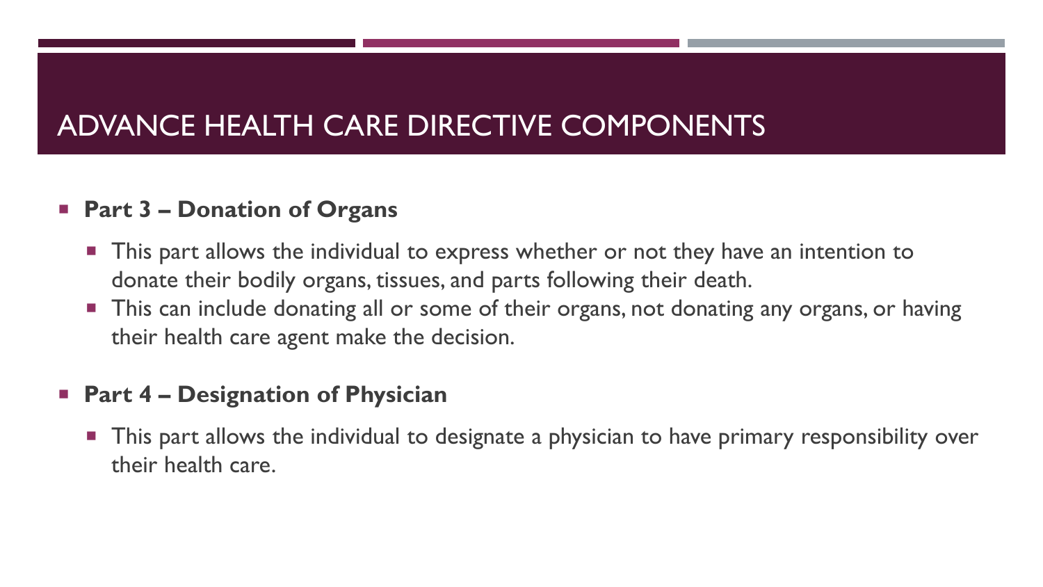# ADVANCE HEALTH CARE DIRECTIVE COMPONENTS

- **Part 3 – Donation of Organs**
  - This part allows the individual to express whether or not they have an intention to donate their bodily organs, tissues, and parts following their death.
  - This can include donating all or some of their organs, not donating any organs, or having their health care agent make the decision.
- **Part 4 – Designation of Physician**
  - This part allows the individual to designate a physician to have primary responsibility over their health care.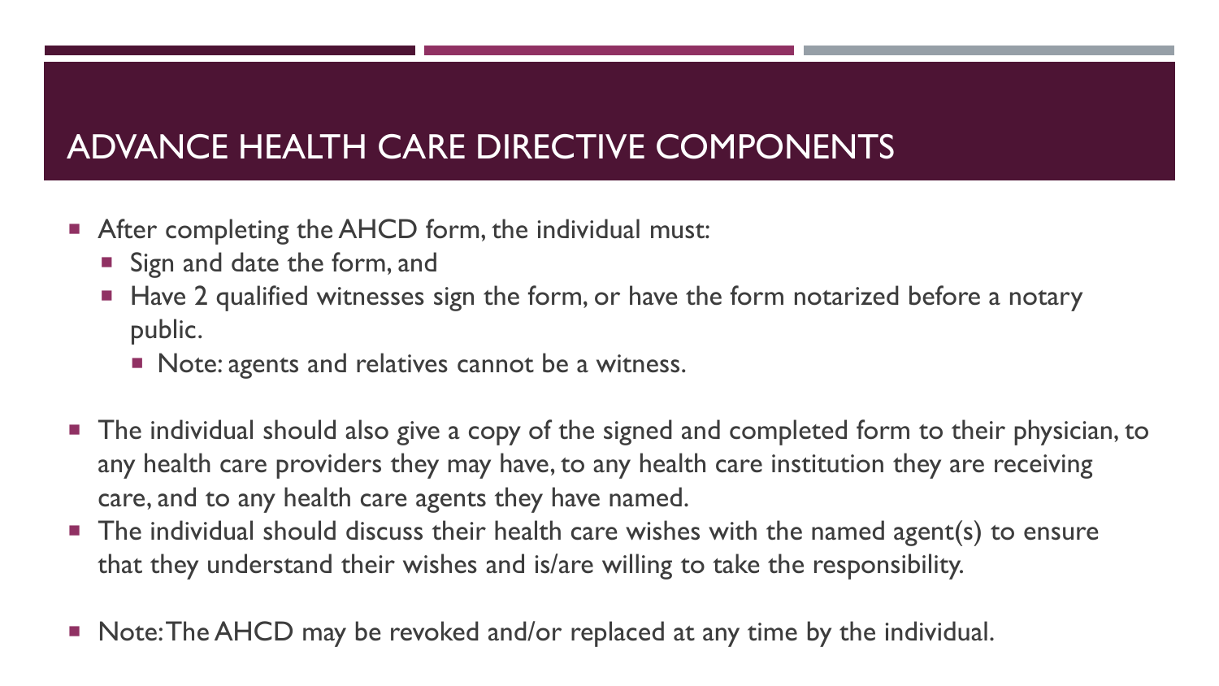# ADVANCE HEALTH CARE DIRECTIVE COMPONENTS

- After completing the AHCD form, the individual must:
  - Sign and date the form, and
  - Have 2 qualified witnesses sign the form, or have the form notarized before a notary public.
    - Note: agents and relatives cannot be a witness.
- The individual should also give a copy of the signed and completed form to their physician, to any health care providers they may have, to any health care institution they are receiving care, and to any health care agents they have named.
- The individual should discuss their health care wishes with the named agent(s) to ensure that they understand their wishes and is/are willing to take the responsibility.
- Note: The AHCD may be revoked and/or replaced at any time by the individual.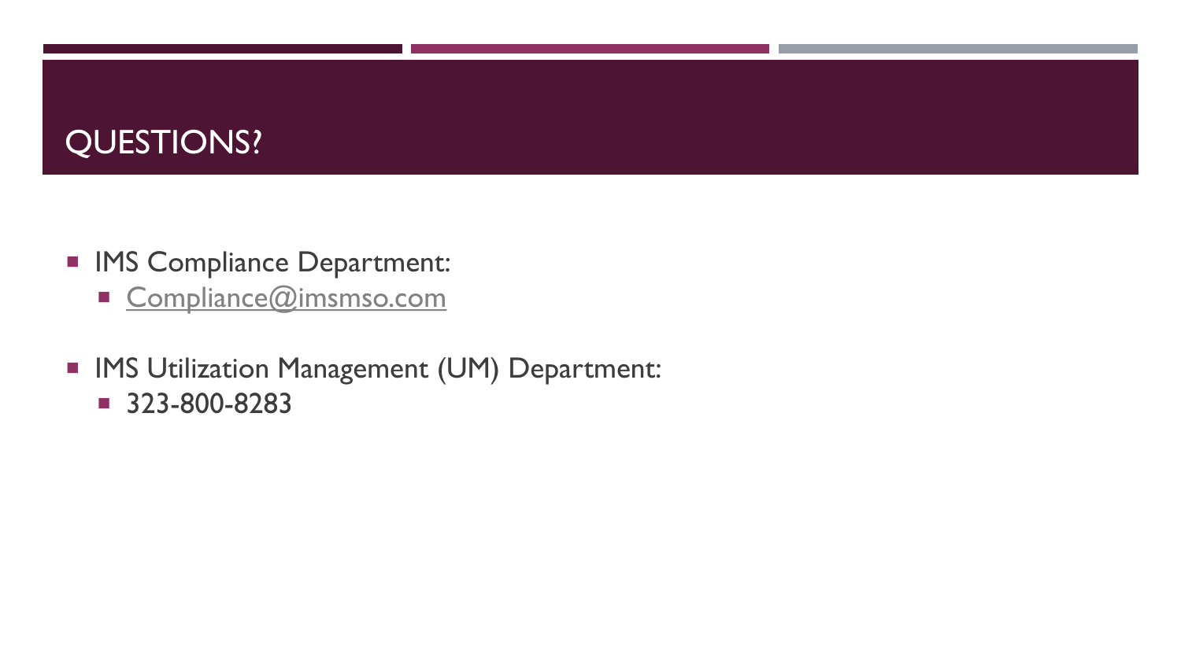# QUESTIONS?

- IMS Compliance Department:
  - Compliance@imsmso.com
- IMS Utilization Management (UM) Department:
  - 323-800-8283